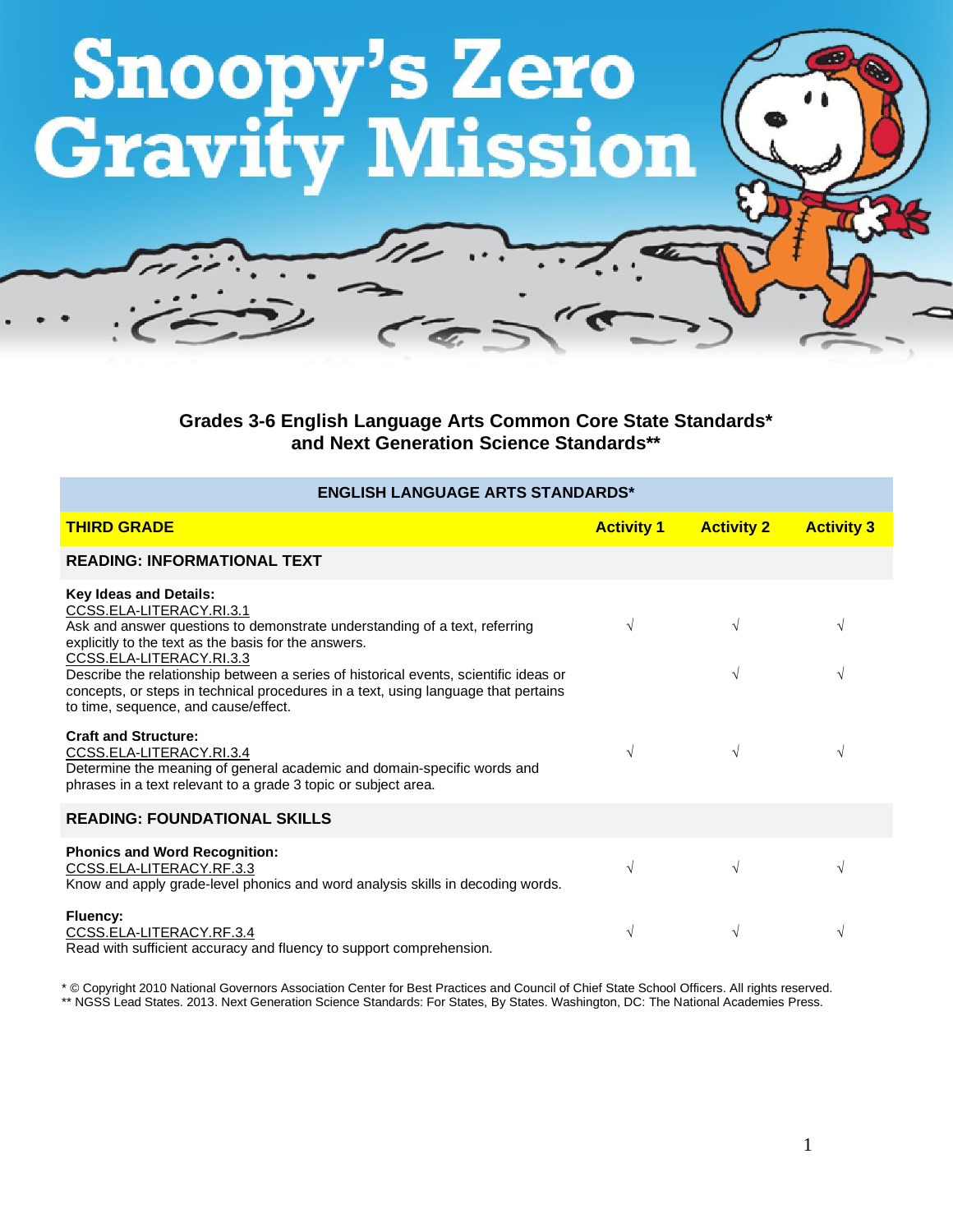# Snoopy's Zero Gravity Mission

## Grades 3-6 English Language Arts Common Core State Standards* and Next Generation Science Standards**

| ENGLISH LANGUAGE ARTS STANDARDS* | | | |
|---|---|---|---|
| **THIRD GRADE** | **Activity 1** | **Activity 2** | **Activity 3** |
| **READING: INFORMATIONAL TEXT** | | | |
| **Key Ideas and Details:**<br>CCSS.ELA-LITERACY.RI.3.1<br>Ask and answer questions to demonstrate understanding of a text, referring explicitly to the text as the basis for the answers. | √ | √ | √ |
| CCSS.ELA-LITERACY.RI.3.3<br>Describe the relationship between a series of historical events, scientific ideas or concepts, or steps in technical procedures in a text, using language that pertains to time, sequence, and cause/effect. | | √ | √ |
| **Craft and Structure:**<br>CCSS.ELA-LITERACY.RI.3.4<br>Determine the meaning of general academic and domain-specific words and phrases in a text relevant to a grade 3 topic or subject area. | √ | √ | √ |
| **READING: FOUNDATIONAL SKILLS** | | | |
| **Phonics and Word Recognition:**<br>CCSS.ELA-LITERACY.RF.3.3<br>Know and apply grade-level phonics and word analysis skills in decoding words. | √ | √ | √ |
| **Fluency:**<br>CCSS.ELA-LITERACY.RF.3.4<br>Read with sufficient accuracy and fluency to support comprehension. | √ | √ | √ |

\* © Copyright 2010 National Governors Association Center for Best Practices and Council of Chief State School Officers. All rights reserved.
\** NGSS Lead States. 2013. Next Generation Science Standards: For States, By States. Washington, DC: The National Academies Press.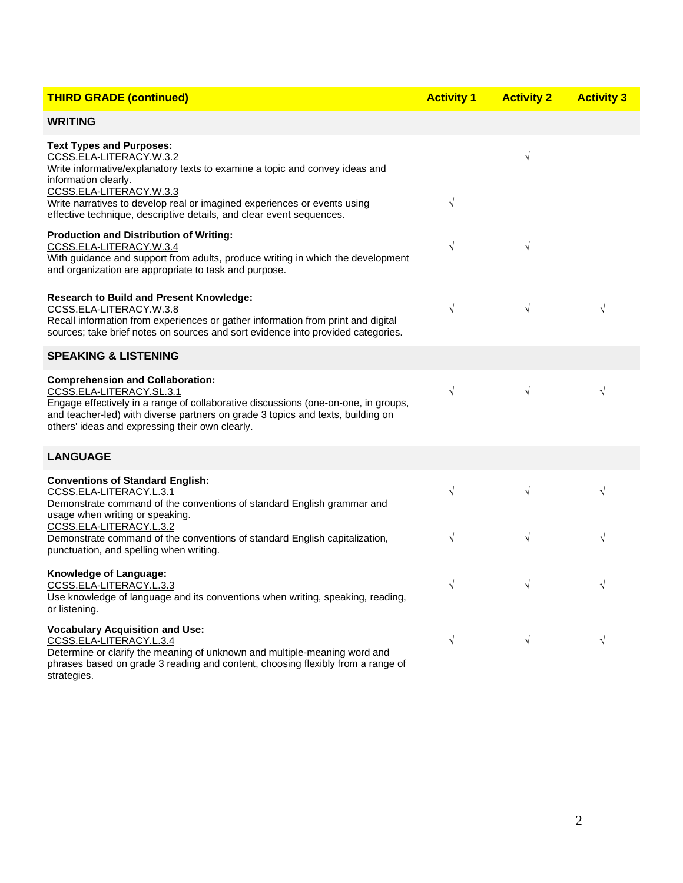| THIRD GRADE (continued) | Activity 1 | Activity 2 | Activity 3 |
|---|---|---|---|
| **WRITING** | | | |
| **Text Types and Purposes:**<br>CCSS.ELA-LITERACY.W.3.2<br>Write informative/explanatory texts to examine a topic and convey ideas and information clearly. | | √ | |
| CCSS.ELA-LITERACY.W.3.3<br>Write narratives to develop real or imagined experiences or events using effective technique, descriptive details, and clear event sequences. | √ | | |
| **Production and Distribution of Writing:**<br>CCSS.ELA-LITERACY.W.3.4<br>With guidance and support from adults, produce writing in which the development and organization are appropriate to task and purpose. | √ | √ | |
| **Research to Build and Present Knowledge:**<br>CCSS.ELA-LITERACY.W.3.8<br>Recall information from experiences or gather information from print and digital sources; take brief notes on sources and sort evidence into provided categories. | √ | √ | √ |
| **SPEAKING & LISTENING** | | | |
| **Comprehension and Collaboration:**<br>CCSS.ELA-LITERACY.SL.3.1<br>Engage effectively in a range of collaborative discussions (one-on-one, in groups, and teacher-led) with diverse partners on grade 3 topics and texts, building on others' ideas and expressing their own clearly. | √ | √ | √ |
| **LANGUAGE** | | | |
| **Conventions of Standard English:**<br>CCSS.ELA-LITERACY.L.3.1<br>Demonstrate command of the conventions of standard English grammar and usage when writing or speaking. | √ | √ | √ |
| CCSS.ELA-LITERACY.L.3.2<br>Demonstrate command of the conventions of standard English capitalization, punctuation, and spelling when writing. | √ | √ | √ |
| **Knowledge of Language:**<br>CCSS.ELA-LITERACY.L.3.3<br>Use knowledge of language and its conventions when writing, speaking, reading, or listening. | √ | √ | √ |
| **Vocabulary Acquisition and Use:**<br>CCSS.ELA-LITERACY.L.3.4<br>Determine or clarify the meaning of unknown and multiple-meaning word and phrases based on grade 3 reading and content, choosing flexibly from a range of strategies. | √ | √ | √ |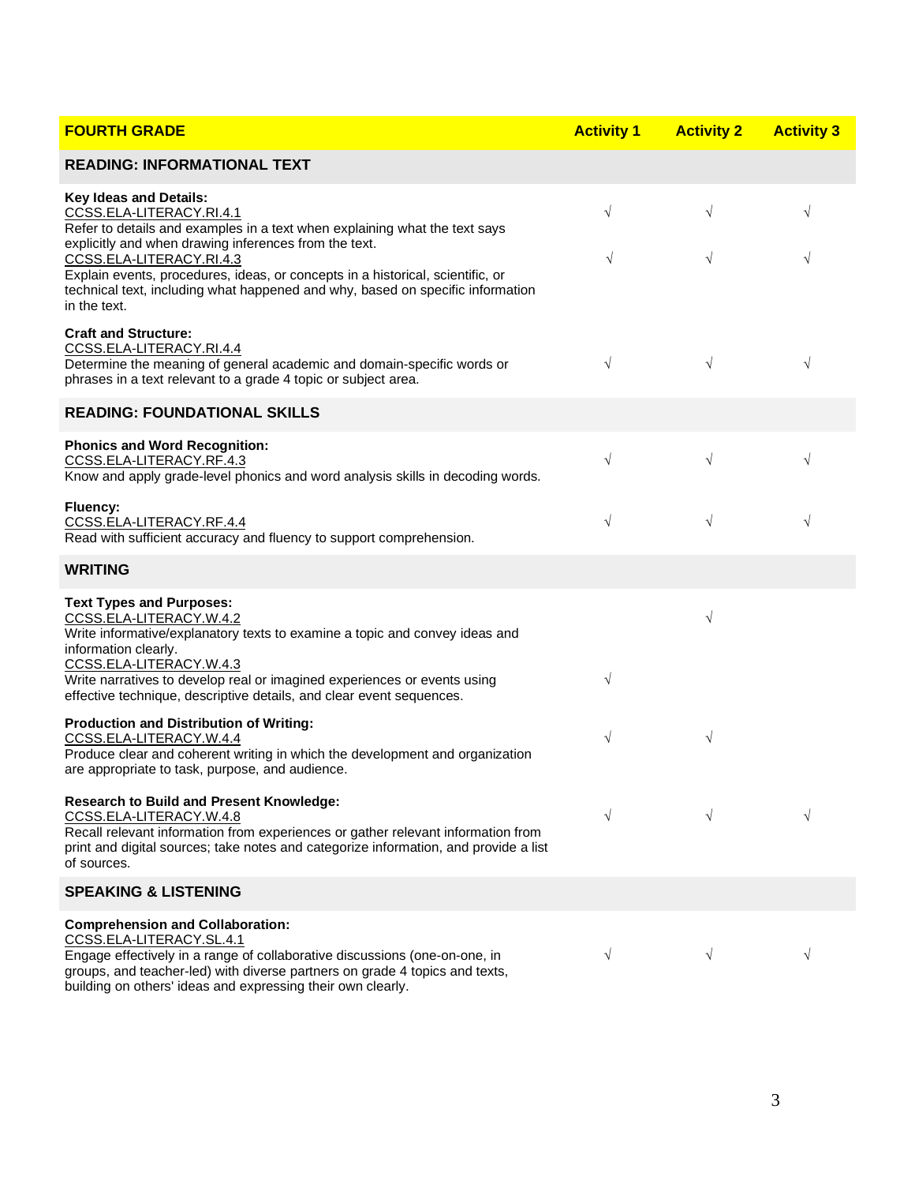| FOURTH GRADE | Activity 1 | Activity 2 | Activity 3 |
|---|---|---|---|
| **READING: INFORMATIONAL TEXT** | | | |
| **Key Ideas and Details:**<br>CCSS.ELA-LITERACY.RI.4.1<br>Refer to details and examples in a text when explaining what the text says explicitly and when drawing inferences from the text. | √ | √ | √ |
| CCSS.ELA-LITERACY.RI.4.3<br>Explain events, procedures, ideas, or concepts in a historical, scientific, or technical text, including what happened and why, based on specific information in the text. | √ | √ | √ |
| **Craft and Structure:**<br>CCSS.ELA-LITERACY.RI.4.4<br>Determine the meaning of general academic and domain-specific words or phrases in a text relevant to a grade 4 topic or subject area. | √ | √ | √ |
| **READING: FOUNDATIONAL SKILLS** | | | |
| **Phonics and Word Recognition:**<br>CCSS.ELA-LITERACY.RF.4.3<br>Know and apply grade-level phonics and word analysis skills in decoding words. | √ | √ | √ |
| **Fluency:**<br>CCSS.ELA-LITERACY.RF.4.4<br>Read with sufficient accuracy and fluency to support comprehension. | √ | √ | √ |
| **WRITING** | | | |
| **Text Types and Purposes:**<br>CCSS.ELA-LITERACY.W.4.2<br>Write informative/explanatory texts to examine a topic and convey ideas and information clearly. | | √ | |
| CCSS.ELA-LITERACY.W.4.3<br>Write narratives to develop real or imagined experiences or events using effective technique, descriptive details, and clear event sequences. | √ | | |
| **Production and Distribution of Writing:**<br>CCSS.ELA-LITERACY.W.4.4<br>Produce clear and coherent writing in which the development and organization are appropriate to task, purpose, and audience. | √ | √ | |
| **Research to Build and Present Knowledge:**<br>CCSS.ELA-LITERACY.W.4.8<br>Recall relevant information from experiences or gather relevant information from print and digital sources; take notes and categorize information, and provide a list of sources. | √ | √ | √ |
| **SPEAKING & LISTENING** | | | |
| **Comprehension and Collaboration:**<br>CCSS.ELA-LITERACY.SL.4.1<br>Engage effectively in a range of collaborative discussions (one-on-one, in groups, and teacher-led) with diverse partners on grade 4 topics and texts, building on others' ideas and expressing their own clearly. | √ | √ | √ |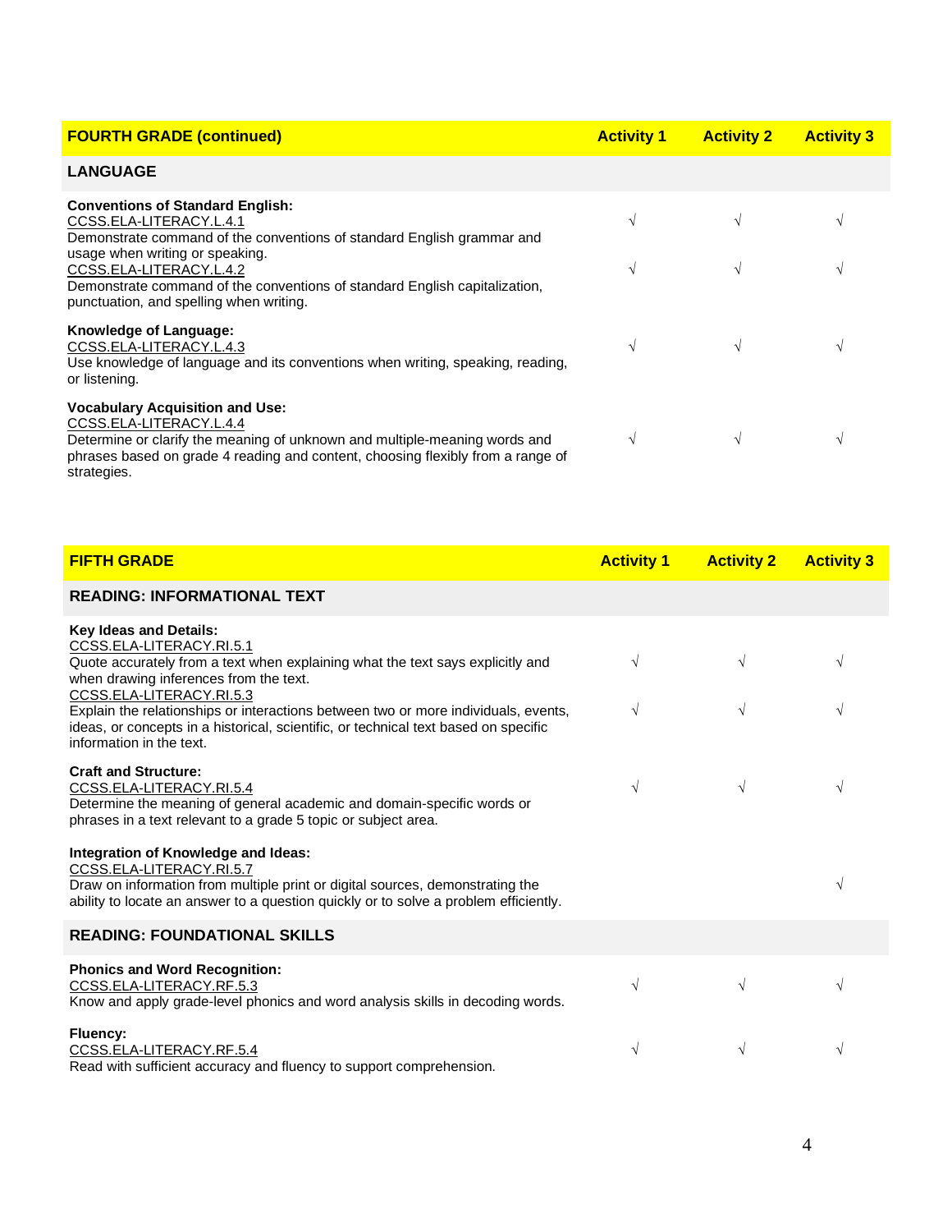| FOURTH GRADE (continued) | Activity 1 | Activity 2 | Activity 3 |
|---|---|---|---|
| **LANGUAGE** | | | |
| **Conventions of Standard English:** | | | |
| CCSS.ELA-LITERACY.L.4.1<br>Demonstrate command of the conventions of standard English grammar and usage when writing or speaking. | √ | √ | √ |
| CCSS.ELA-LITERACY.L.4.2<br>Demonstrate command of the conventions of standard English capitalization, punctuation, and spelling when writing. | √ | √ | √ |
| **Knowledge of Language:**<br>CCSS.ELA-LITERACY.L.4.3<br>Use knowledge of language and its conventions when writing, speaking, reading, or listening. | √ | √ | √ |
| **Vocabulary Acquisition and Use:**<br>CCSS.ELA-LITERACY.L.4.4<br>Determine or clarify the meaning of unknown and multiple-meaning words and phrases based on grade 4 reading and content, choosing flexibly from a range of strategies. | √ | √ | √ |

| FIFTH GRADE | Activity 1 | Activity 2 | Activity 3 |
|---|---|---|---|
| **READING: INFORMATIONAL TEXT** | | | |
| **Key Ideas and Details:** | | | |
| CCSS.ELA-LITERACY.RI.5.1<br>Quote accurately from a text when explaining what the text says explicitly and when drawing inferences from the text. | √ | √ | √ |
| CCSS.ELA-LITERACY.RI.5.3<br>Explain the relationships or interactions between two or more individuals, events, ideas, or concepts in a historical, scientific, or technical text based on specific information in the text. | √ | √ | √ |
| **Craft and Structure:**<br>CCSS.ELA-LITERACY.RI.5.4<br>Determine the meaning of general academic and domain-specific words or phrases in a text relevant to a grade 5 topic or subject area. | √ | √ | √ |
| **Integration of Knowledge and Ideas:**<br>CCSS.ELA-LITERACY.RI.5.7<br>Draw on information from multiple print or digital sources, demonstrating the ability to locate an answer to a question quickly or to solve a problem efficiently. | | | √ |
| **READING: FOUNDATIONAL SKILLS** | | | |
| **Phonics and Word Recognition:**<br>CCSS.ELA-LITERACY.RF.5.3<br>Know and apply grade-level phonics and word analysis skills in decoding words. | √ | √ | √ |
| **Fluency:**<br>CCSS.ELA-LITERACY.RF.5.4<br>Read with sufficient accuracy and fluency to support comprehension. | √ | √ | √ |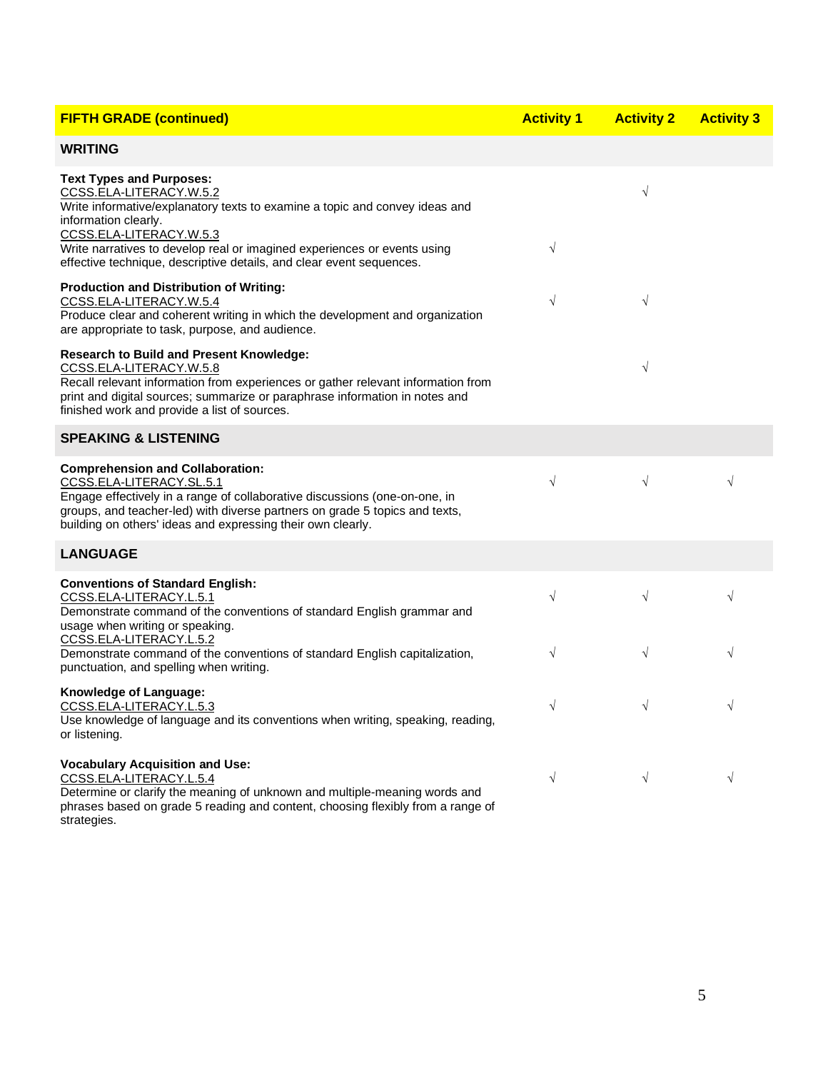| FIFTH GRADE (continued) | Activity 1 | Activity 2 | Activity 3 |
|---|---|---|---|
| **WRITING** | | | |
| **Text Types and Purposes:**<br>CCSS.ELA-LITERACY.W.5.2<br>Write informative/explanatory texts to examine a topic and convey ideas and information clearly. | | √ | |
| CCSS.ELA-LITERACY.W.5.3<br>Write narratives to develop real or imagined experiences or events using effective technique, descriptive details, and clear event sequences. | √ | | |
| **Production and Distribution of Writing:**<br>CCSS.ELA-LITERACY.W.5.4<br>Produce clear and coherent writing in which the development and organization are appropriate to task, purpose, and audience. | √ | √ | |
| **Research to Build and Present Knowledge:**<br>CCSS.ELA-LITERACY.W.5.8<br>Recall relevant information from experiences or gather relevant information from print and digital sources; summarize or paraphrase information in notes and finished work and provide a list of sources. | | √ | |
| **SPEAKING & LISTENING** | | | |
| **Comprehension and Collaboration:**<br>CCSS.ELA-LITERACY.SL.5.1<br>Engage effectively in a range of collaborative discussions (one-on-one, in groups, and teacher-led) with diverse partners on grade 5 topics and texts, building on others' ideas and expressing their own clearly. | √ | √ | √ |
| **LANGUAGE** | | | |
| **Conventions of Standard English:**<br>CCSS.ELA-LITERACY.L.5.1<br>Demonstrate command of the conventions of standard English grammar and usage when writing or speaking. | √ | √ | √ |
| CCSS.ELA-LITERACY.L.5.2<br>Demonstrate command of the conventions of standard English capitalization, punctuation, and spelling when writing. | √ | √ | √ |
| **Knowledge of Language:**<br>CCSS.ELA-LITERACY.L.5.3<br>Use knowledge of language and its conventions when writing, speaking, reading, or listening. | √ | √ | √ |
| **Vocabulary Acquisition and Use:**<br>CCSS.ELA-LITERACY.L.5.4<br>Determine or clarify the meaning of unknown and multiple-meaning words and phrases based on grade 5 reading and content, choosing flexibly from a range of strategies. | √ | √ | √ |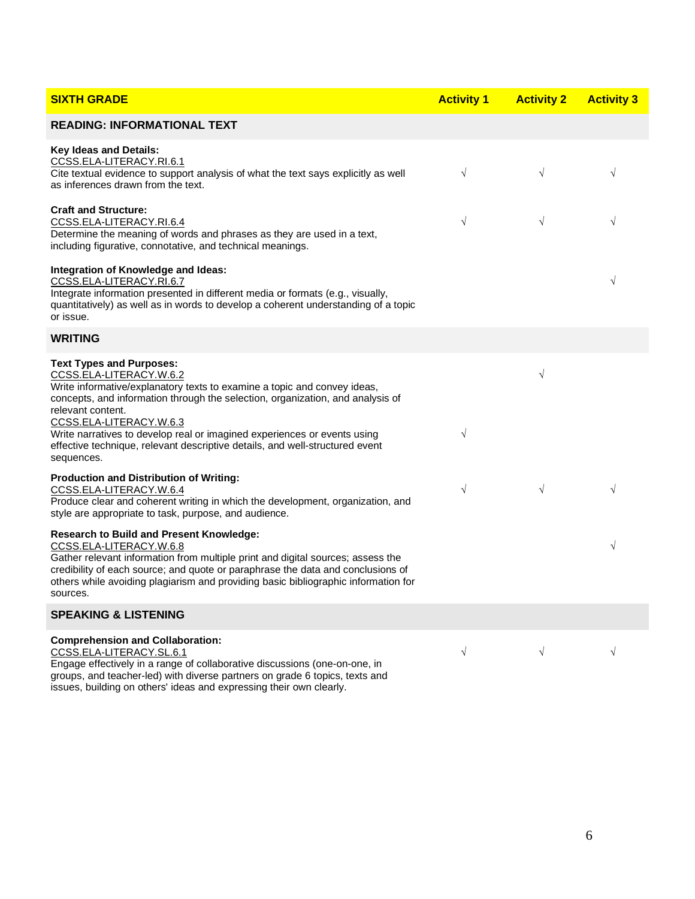| SIXTH GRADE | Activity 1 | Activity 2 | Activity 3 |
|---|---|---|---|
| **READING: INFORMATIONAL TEXT** | | | |
| **Key Ideas and Details:**<br>CCSS.ELA-LITERACY.RI.6.1<br>Cite textual evidence to support analysis of what the text says explicitly as well as inferences drawn from the text. | √ | √ | √ |
| **Craft and Structure:**<br>CCSS.ELA-LITERACY.RI.6.4<br>Determine the meaning of words and phrases as they are used in a text, including figurative, connotative, and technical meanings. | √ | √ | √ |
| **Integration of Knowledge and Ideas:**<br>CCSS.ELA-LITERACY.RI.6.7<br>Integrate information presented in different media or formats (e.g., visually, quantitatively) as well as in words to develop a coherent understanding of a topic or issue. | | | √ |
| **WRITING** | | | |
| **Text Types and Purposes:**<br>CCSS.ELA-LITERACY.W.6.2<br>Write informative/explanatory texts to examine a topic and convey ideas, concepts, and information through the selection, organization, and analysis of relevant content. | | √ | |
| CCSS.ELA-LITERACY.W.6.3<br>Write narratives to develop real or imagined experiences or events using effective technique, relevant descriptive details, and well-structured event sequences. | √ | | |
| **Production and Distribution of Writing:**<br>CCSS.ELA-LITERACY.W.6.4<br>Produce clear and coherent writing in which the development, organization, and style are appropriate to task, purpose, and audience. | √ | √ | √ |
| **Research to Build and Present Knowledge:**<br>CCSS.ELA-LITERACY.W.6.8<br>Gather relevant information from multiple print and digital sources; assess the credibility of each source; and quote or paraphrase the data and conclusions of others while avoiding plagiarism and providing basic bibliographic information for sources. | | | √ |
| **SPEAKING & LISTENING** | | | |
| **Comprehension and Collaboration:**<br>CCSS.ELA-LITERACY.SL.6.1<br>Engage effectively in a range of collaborative discussions (one-on-one, in groups, and teacher-led) with diverse partners on grade 6 topics, texts and issues, building on others' ideas and expressing their own clearly. | √ | √ | √ |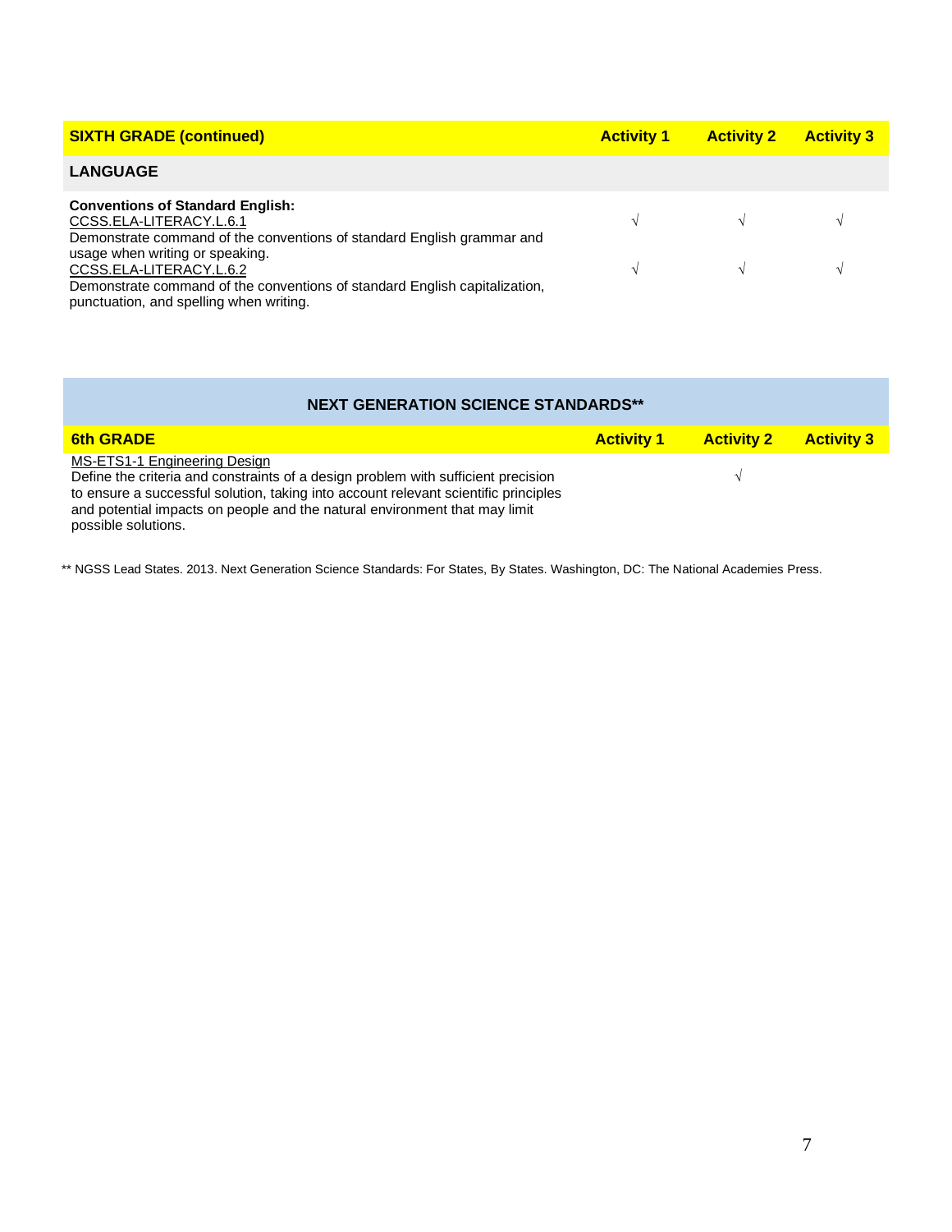| SIXTH GRADE (continued) | Activity 1 | Activity 2 | Activity 3 |
|---|---|---|---|
| **LANGUAGE** | | | |
| **Conventions of Standard English:** | | | |
| CCSS.ELA-LITERACY.L.6.1 Demonstrate command of the conventions of standard English grammar and usage when writing or speaking. | √ | √ | √ |
| CCSS.ELA-LITERACY.L.6.2 Demonstrate command of the conventions of standard English capitalization, punctuation, and spelling when writing. | √ | √ | √ |

## NEXT GENERATION SCIENCE STANDARDS**

| 6th GRADE | Activity 1 | Activity 2 | Activity 3 |
|---|---|---|---|
| MS-ETS1-1 Engineering Design<br>Define the criteria and constraints of a design problem with sufficient precision to ensure a successful solution, taking into account relevant scientific principles and potential impacts on people and the natural environment that may limit possible solutions. | | √ | |

** NGSS Lead States. 2013. Next Generation Science Standards: For States, By States. Washington, DC: The National Academies Press.